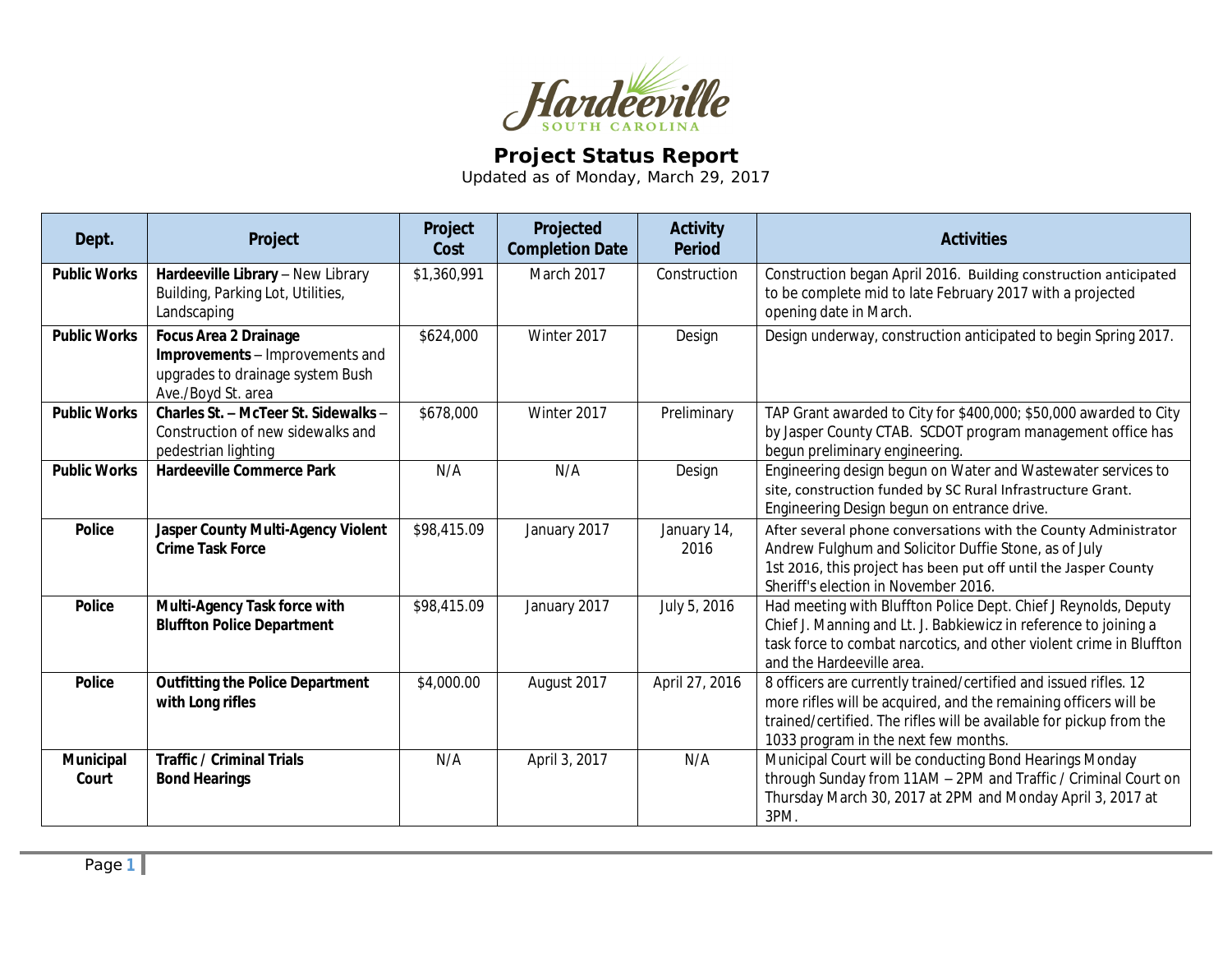# Project Status Report

Updated as of Monday, March 29, 2017

| Dept. | Project | Project Cost | Projected Completion Date | Activity Period | Activities |
|---|---|---|---|---|---|
| **Public Works** | **Hardeeville Library** – New Library Building, Parking Lot, Utilities, Landscaping | $1,360,991 | March 2017 | Construction | Construction began April 2016. Building construction anticipated to be complete mid to late February 2017 with a projected opening date in March. |
| **Public Works** | **Focus Area 2 Drainage Improvements** – Improvements and upgrades to drainage system Bush Ave./Boyd St. area | $624,000 | Winter 2017 | Design | Design underway, construction anticipated to begin Spring 2017. |
| **Public Works** | **Charles St. – McTeer St. Sidewalks** – Construction of new sidewalks and pedestrian lighting | $678,000 | Winter 2017 | Preliminary | TAP Grant awarded to City for $400,000; $50,000 awarded to City by Jasper County CTAB. SCDOT program management office has begun preliminary engineering. |
| **Public Works** | **Hardeeville Commerce Park** | N/A | N/A | Design | Engineering design begun on Water and Wastewater services to site, construction funded by SC Rural Infrastructure Grant. Engineering Design begun on entrance drive. |
| **Police** | **Jasper County Multi-Agency Violent Crime Task Force** | $98,415.09 | January 2017 | January 14, 2016 | After several phone conversations with the County Administrator Andrew Fulghum and Solicitor Duffie Stone, as of July 1st 2016, this project has been put off until the Jasper County Sheriff's election in November 2016. |
| **Police** | **Multi-Agency Task force with Bluffton Police Department** | $98,415.09 | January 2017 | July 5, 2016 | Had meeting with Bluffton Police Dept. Chief J Reynolds, Deputy Chief J. Manning and Lt. J. Babkiewicz in reference to joining a task force to combat narcotics, and other violent crime in Bluffton and the Hardeeville area. |
| **Police** | **Outfitting the Police Department with Long rifles** | $4,000.00 | August 2017 | April 27, 2016 | 8 officers are currently trained/certified and issued rifles. 12 more rifles will be acquired, and the remaining officers will be trained/certified. The rifles will be available for pickup from the 1033 program in the next few months. |
| **Municipal Court** | **Traffic / Criminal Trials Bond Hearings** | N/A | April 3, 2017 | N/A | Municipal Court will be conducting Bond Hearings Monday through Sunday from 11AM – 2PM and Traffic / Criminal Court on Thursday March 30, 2017 at 2PM and Monday April 3, 2017 at 3PM. |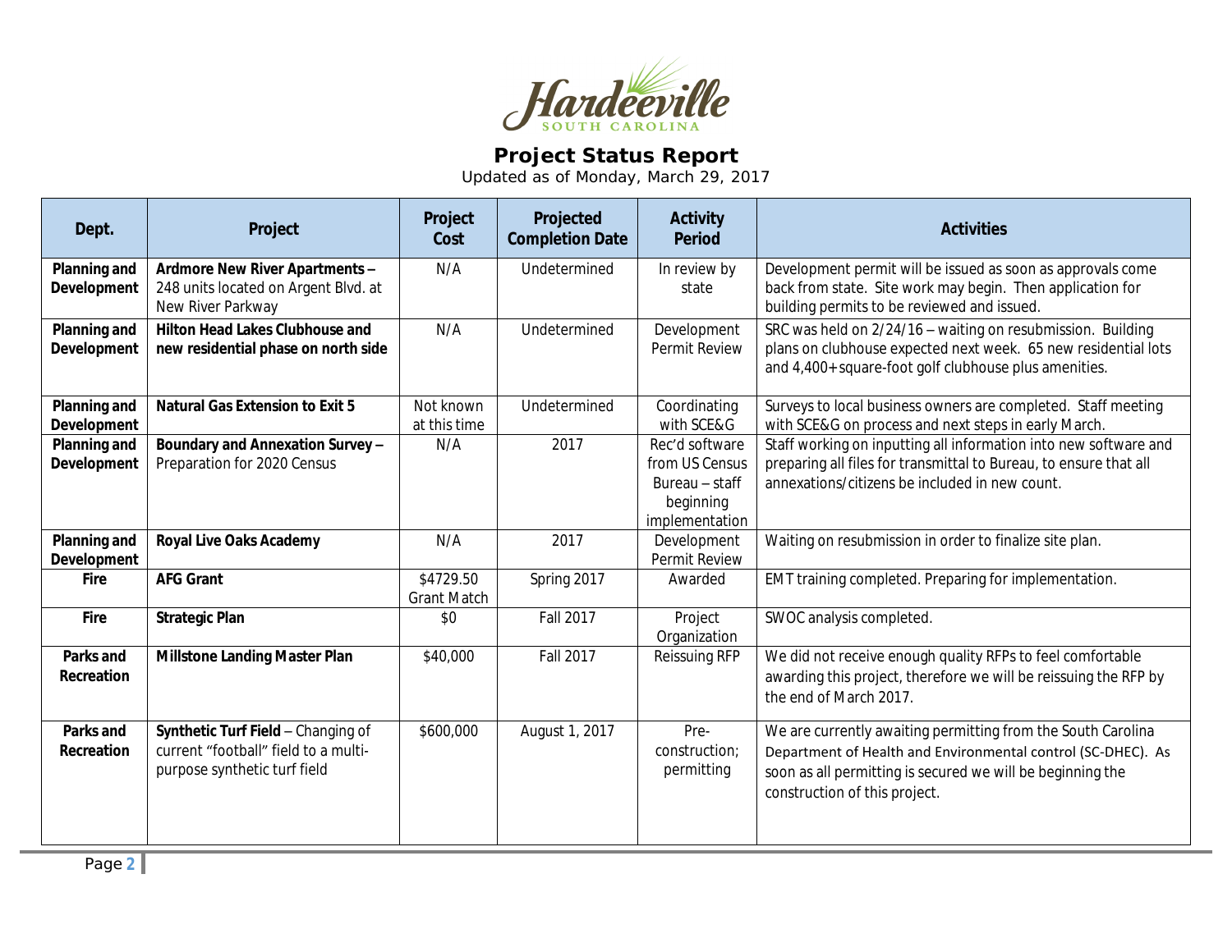Hardeeville
SOUTH CAROLINA

# Project Status Report

Updated as of Monday, March 29, 2017

| Dept. | Project | Project Cost | Projected Completion Date | Activity Period | Activities |
|---|---|---|---|---|---|
| **Planning and Development** | **Ardmore New River Apartments –** 248 units located on Argent Blvd. at New River Parkway | N/A | Undetermined | In review by state | Development permit will be issued as soon as approvals come back from state. Site work may begin. Then application for building permits to be reviewed and issued. |
| **Planning and Development** | **Hilton Head Lakes Clubhouse and new residential phase on north side** | N/A | Undetermined | Development Permit Review | SRC was held on 2/24/16 – waiting on resubmission. Building plans on clubhouse expected next week. 65 new residential lots and 4,400+ square-foot golf clubhouse plus amenities. |
| **Planning and Development** | **Natural Gas Extension to Exit 5** | Not known at this time | Undetermined | Coordinating with SCE&G | Surveys to local business owners are completed. Staff meeting with SCE&G on process and next steps in early March. |
| **Planning and Development** | **Boundary and Annexation Survey –** Preparation for 2020 Census | N/A | 2017 | Rec'd software from US Census Bureau – staff beginning implementation | Staff working on inputting all information into new software and preparing all files for transmittal to Bureau, to ensure that all annexations/citizens be included in new count. |
| **Planning and Development** | **Royal Live Oaks Academy** | N/A | 2017 | Development Permit Review | Waiting on resubmission in order to finalize site plan. |
| **Fire** | **AFG Grant** | $4729.50 Grant Match | Spring 2017 | Awarded | EMT training completed. Preparing for implementation. |
| **Fire** | **Strategic Plan** | $0 | Fall 2017 | Project Organization | SWOC analysis completed. |
| **Parks and Recreation** | **Millstone Landing Master Plan** | $40,000 | Fall 2017 | Reissuing RFP | We did not receive enough quality RFPs to feel comfortable awarding this project, therefore we will be reissuing the RFP by the end of March 2017. |
| **Parks and Recreation** | **Synthetic Turf Field** – Changing of current "football" field to a multi-purpose synthetic turf field | $600,000 | August 1, 2017 | Pre-construction; permitting | We are currently awaiting permitting from the South Carolina Department of Health and Environmental control (SC-DHEC). As soon as all permitting is secured we will be beginning the construction of this project. |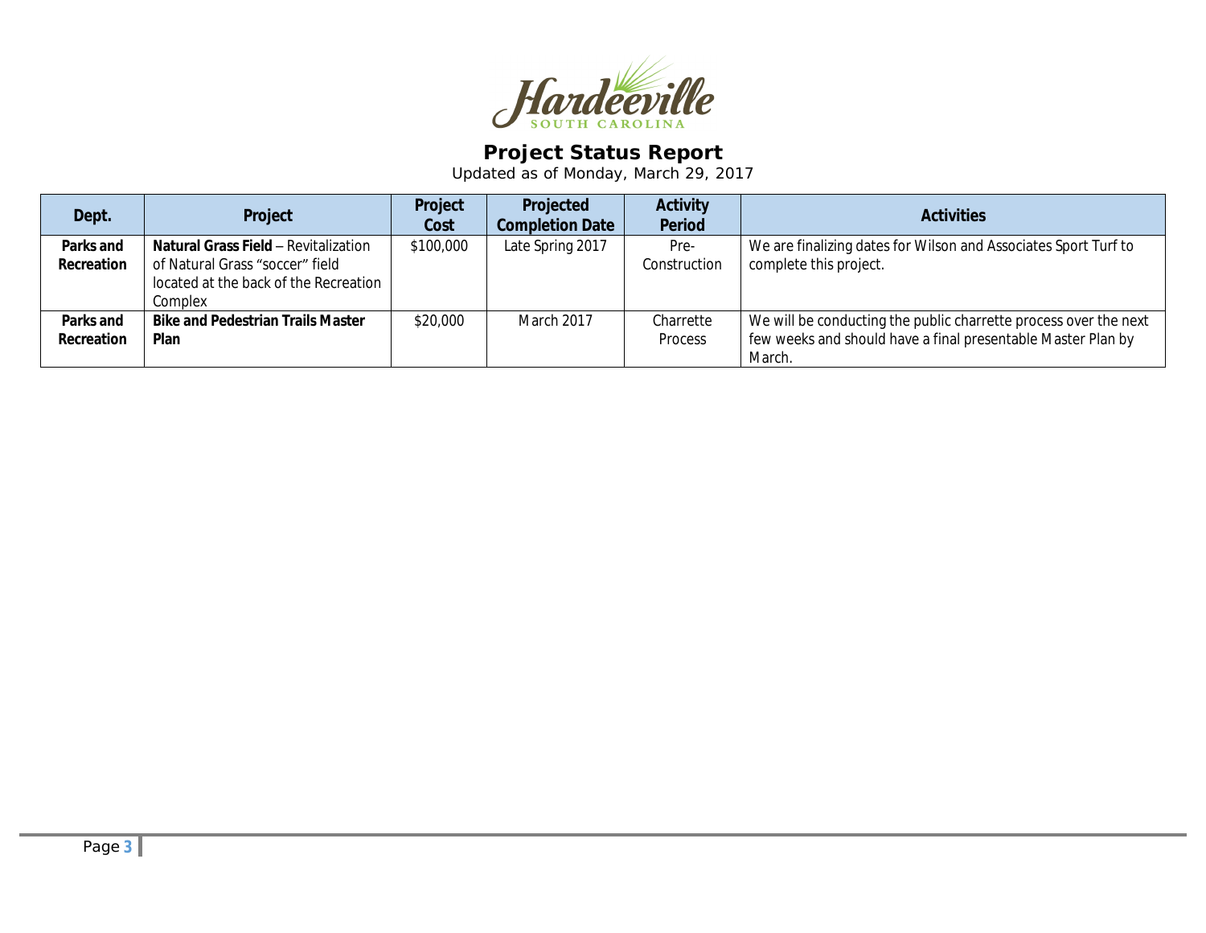Hardeeville
SOUTH CAROLINA

# Project Status Report

Updated as of Monday, March 29, 2017

| Dept. | Project | Project Cost | Projected Completion Date | Activity Period | Activities |
|---|---|---|---|---|---|
| **Parks and Recreation** | **Natural Grass Field** – Revitalization of Natural Grass "soccer" field located at the back of the Recreation Complex | $100,000 | Late Spring 2017 | Pre-Construction | We are finalizing dates for Wilson and Associates Sport Turf to complete this project. |
| **Parks and Recreation** | **Bike and Pedestrian Trails Master Plan** | $20,000 | March 2017 | Charrette Process | We will be conducting the public charrette process over the next few weeks and should have a final presentable Master Plan by March. |